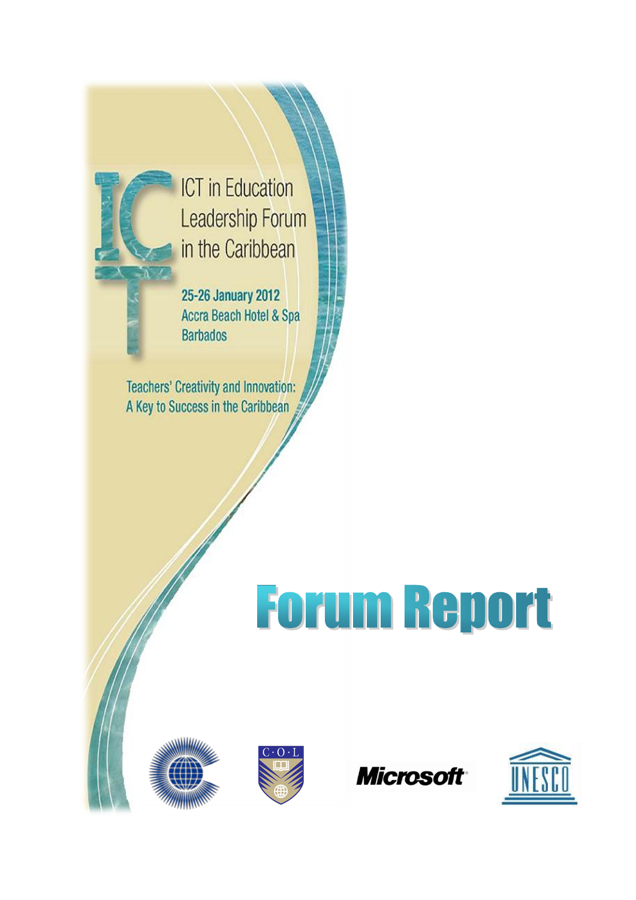# ICT in Education Leadership Forum in the Caribbean

25-26 January 2012
Accra Beach Hotel & Spa
Barbados

Teachers' Creativity and Innovation: A Key to Success in the Caribbean

# Forum Report

C·O·L

Microsoft

UNESCO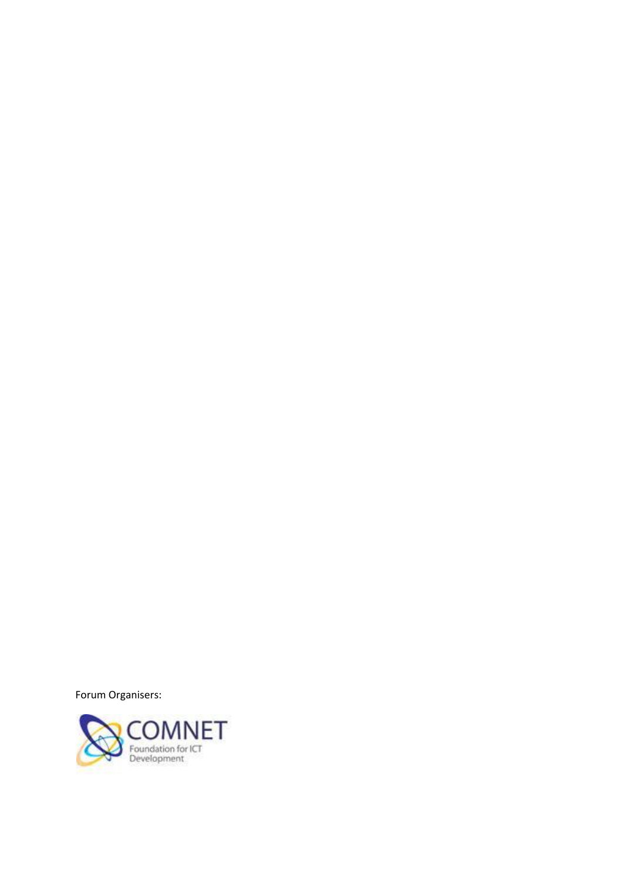Forum Organisers:

COMNET

Foundation for ICT Development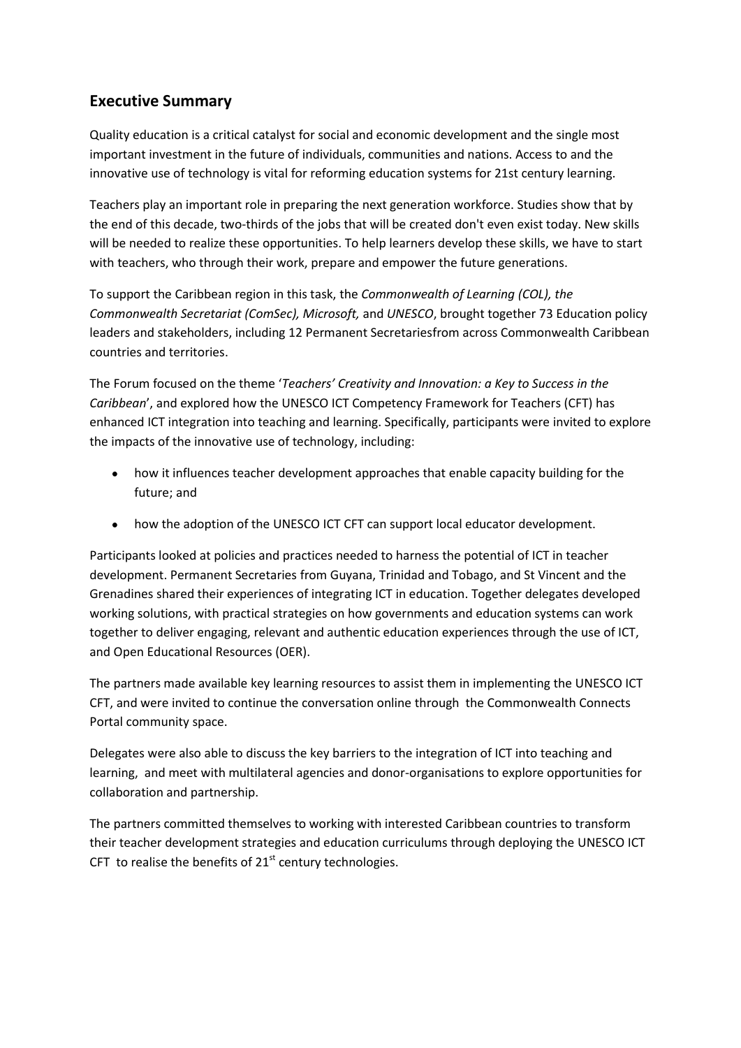## Executive Summary

Quality education is a critical catalyst for social and economic development and the single most important investment in the future of individuals, communities and nations. Access to and the innovative use of technology is vital for reforming education systems for 21st century learning.

Teachers play an important role in preparing the next generation workforce. Studies show that by the end of this decade, two-thirds of the jobs that will be created don't even exist today. New skills will be needed to realize these opportunities. To help learners develop these skills, we have to start with teachers, who through their work, prepare and empower the future generations.

To support the Caribbean region in this task, the *Commonwealth of Learning (COL), the Commonwealth Secretariat (ComSec), Microsoft,* and *UNESCO*, brought together 73 Education policy leaders and stakeholders, including 12 Permanent Secretariesfrom across Commonwealth Caribbean countries and territories.

The Forum focused on the theme '*Teachers' Creativity and Innovation: a Key to Success in the Caribbean*', and explored how the UNESCO ICT Competency Framework for Teachers (CFT) has enhanced ICT integration into teaching and learning. Specifically, participants were invited to explore the impacts of the innovative use of technology, including:

- how it influences teacher development approaches that enable capacity building for the future; and
- how the adoption of the UNESCO ICT CFT can support local educator development.

Participants looked at policies and practices needed to harness the potential of ICT in teacher development. Permanent Secretaries from Guyana, Trinidad and Tobago, and St Vincent and the Grenadines shared their experiences of integrating ICT in education. Together delegates developed working solutions, with practical strategies on how governments and education systems can work together to deliver engaging, relevant and authentic education experiences through the use of ICT, and Open Educational Resources (OER).

The partners made available key learning resources to assist them in implementing the UNESCO ICT CFT, and were invited to continue the conversation online through the Commonwealth Connects Portal community space.

Delegates were also able to discuss the key barriers to the integration of ICT into teaching and learning, and meet with multilateral agencies and donor-organisations to explore opportunities for collaboration and partnership.

The partners committed themselves to working with interested Caribbean countries to transform their teacher development strategies and education curriculums through deploying the UNESCO ICT CFT to realise the benefits of 21st century technologies.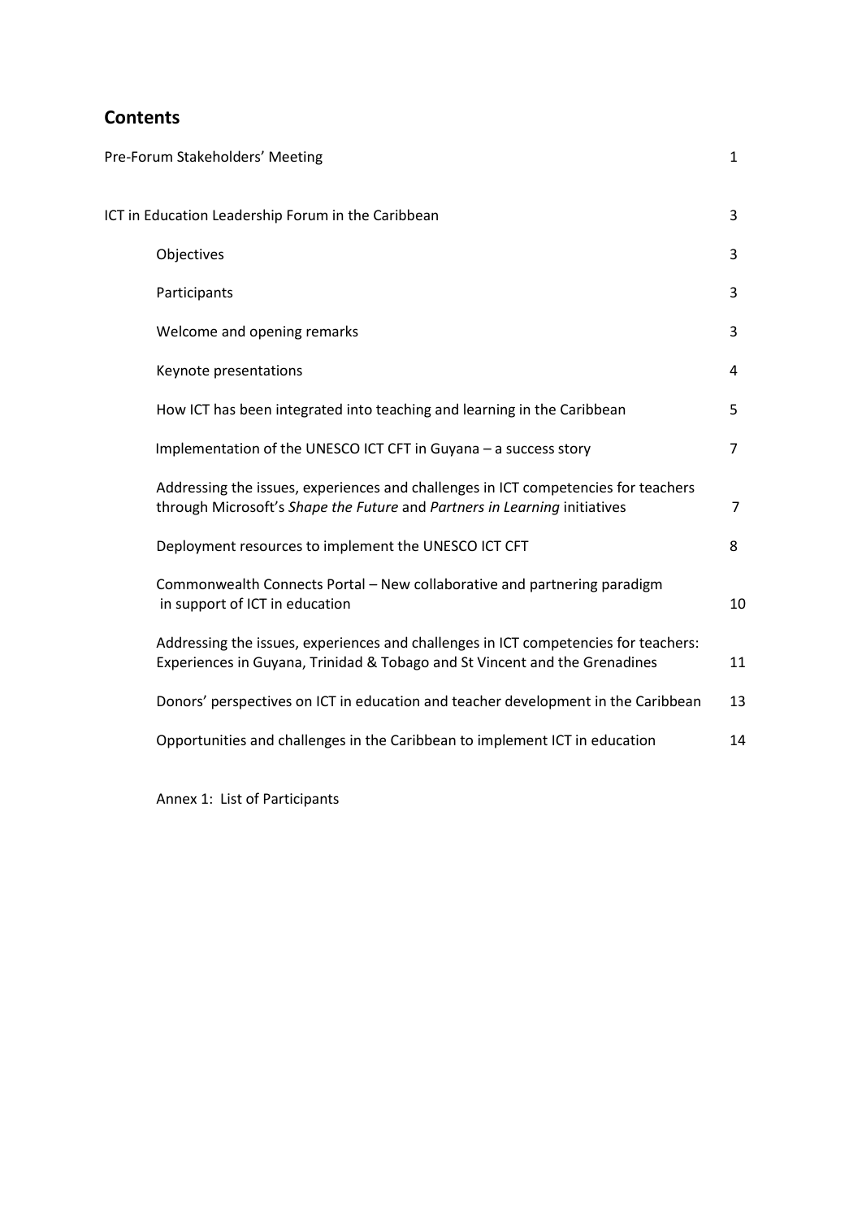## Contents

| | |
|---|---|
| Pre-Forum Stakeholders' Meeting | 1 |
| ICT in Education Leadership Forum in the Caribbean | 3 |
| Objectives | 3 |
| Participants | 3 |
| Welcome and opening remarks | 3 |
| Keynote presentations | 4 |
| How ICT has been integrated into teaching and learning in the Caribbean | 5 |
| Implementation of the UNESCO ICT CFT in Guyana – a success story | 7 |
| Addressing the issues, experiences and challenges in ICT competencies for teachers through Microsoft's *Shape the Future* and *Partners in Learning* initiatives | 7 |
| Deployment resources to implement the UNESCO ICT CFT | 8 |
| Commonwealth Connects Portal – New collaborative and partnering paradigm in support of ICT in education | 10 |
| Addressing the issues, experiences and challenges in ICT competencies for teachers: Experiences in Guyana, Trinidad & Tobago and St Vincent and the Grenadines | 11 |
| Donors' perspectives on ICT in education and teacher development in the Caribbean | 13 |
| Opportunities and challenges in the Caribbean to implement ICT in education | 14 |
| Annex 1: List of Participants | |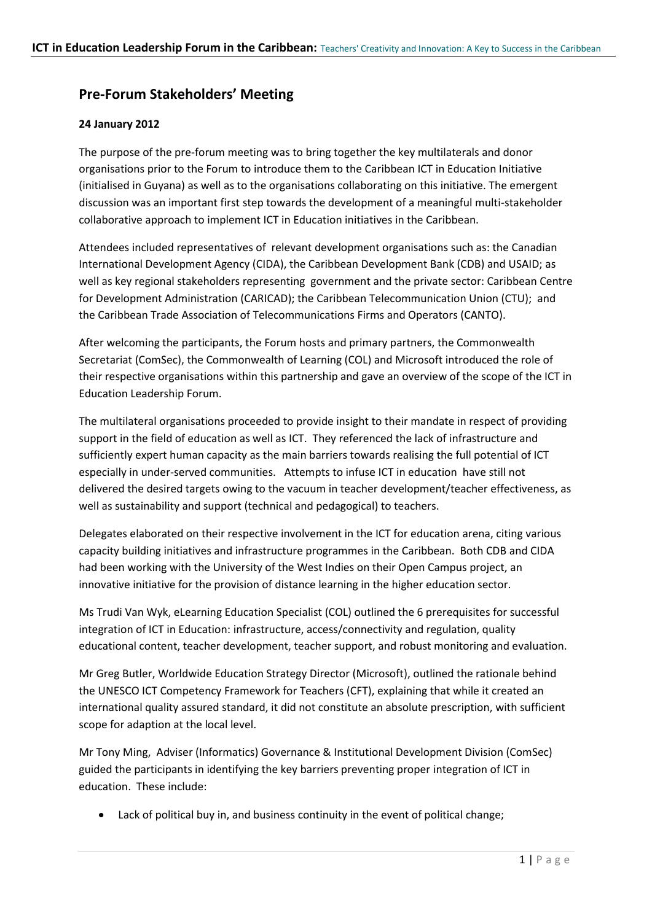## Pre-Forum Stakeholders' Meeting

**24 January 2012**

The purpose of the pre-forum meeting was to bring together the key multilaterals and donor organisations prior to the Forum to introduce them to the Caribbean ICT in Education Initiative (initialised in Guyana) as well as to the organisations collaborating on this initiative. The emergent discussion was an important first step towards the development of a meaningful multi-stakeholder collaborative approach to implement ICT in Education initiatives in the Caribbean.

Attendees included representatives of relevant development organisations such as: the Canadian International Development Agency (CIDA), the Caribbean Development Bank (CDB) and USAID; as well as key regional stakeholders representing government and the private sector: Caribbean Centre for Development Administration (CARICAD); the Caribbean Telecommunication Union (CTU); and the Caribbean Trade Association of Telecommunications Firms and Operators (CANTO).

After welcoming the participants, the Forum hosts and primary partners, the Commonwealth Secretariat (ComSec), the Commonwealth of Learning (COL) and Microsoft introduced the role of their respective organisations within this partnership and gave an overview of the scope of the ICT in Education Leadership Forum.

The multilateral organisations proceeded to provide insight to their mandate in respect of providing support in the field of education as well as ICT. They referenced the lack of infrastructure and sufficiently expert human capacity as the main barriers towards realising the full potential of ICT especially in under-served communities. Attempts to infuse ICT in education have still not delivered the desired targets owing to the vacuum in teacher development/teacher effectiveness, as well as sustainability and support (technical and pedagogical) to teachers.

Delegates elaborated on their respective involvement in the ICT for education arena, citing various capacity building initiatives and infrastructure programmes in the Caribbean. Both CDB and CIDA had been working with the University of the West Indies on their Open Campus project, an innovative initiative for the provision of distance learning in the higher education sector.

Ms Trudi Van Wyk, eLearning Education Specialist (COL) outlined the 6 prerequisites for successful integration of ICT in Education: infrastructure, access/connectivity and regulation, quality educational content, teacher development, teacher support, and robust monitoring and evaluation.

Mr Greg Butler, Worldwide Education Strategy Director (Microsoft), outlined the rationale behind the UNESCO ICT Competency Framework for Teachers (CFT), explaining that while it created an international quality assured standard, it did not constitute an absolute prescription, with sufficient scope for adaption at the local level.

Mr Tony Ming, Adviser (Informatics) Governance & Institutional Development Division (ComSec) guided the participants in identifying the key barriers preventing proper integration of ICT in education. These include:

- Lack of political buy in, and business continuity in the event of political change;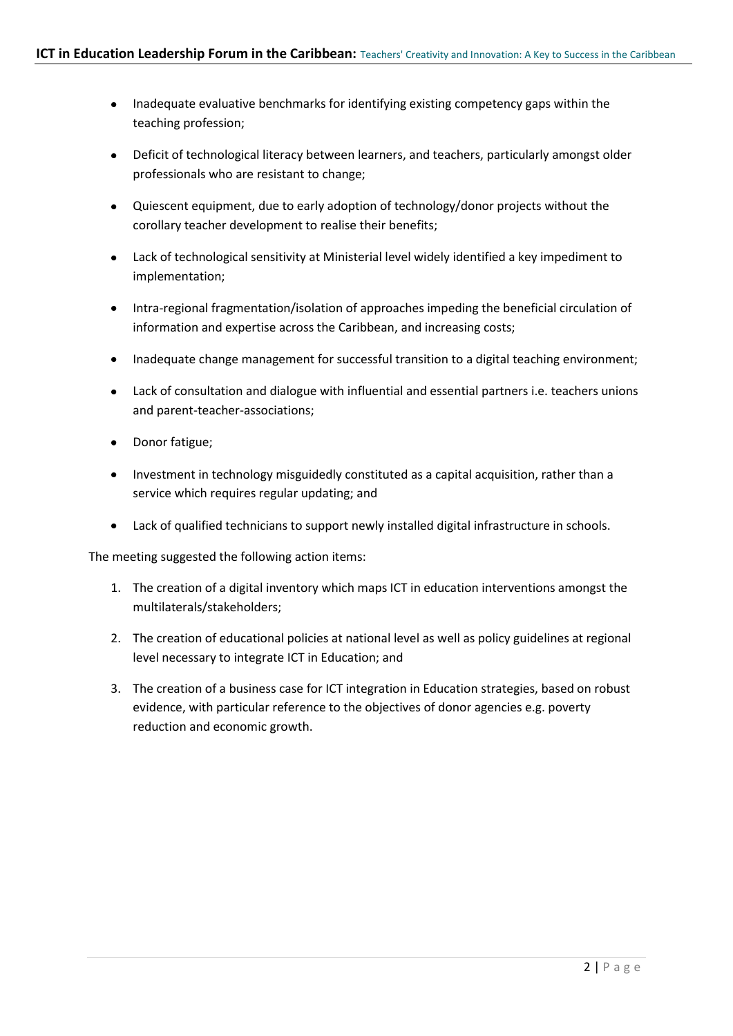- Inadequate evaluative benchmarks for identifying existing competency gaps within the teaching profession;
- Deficit of technological literacy between learners, and teachers, particularly amongst older professionals who are resistant to change;
- Quiescent equipment, due to early adoption of technology/donor projects without the corollary teacher development to realise their benefits;
- Lack of technological sensitivity at Ministerial level widely identified a key impediment to implementation;
- Intra-regional fragmentation/isolation of approaches impeding the beneficial circulation of information and expertise across the Caribbean, and increasing costs;
- Inadequate change management for successful transition to a digital teaching environment;
- Lack of consultation and dialogue with influential and essential partners i.e. teachers unions and parent-teacher-associations;
- Donor fatigue;
- Investment in technology misguidedly constituted as a capital acquisition, rather than a service which requires regular updating; and
- Lack of qualified technicians to support newly installed digital infrastructure in schools.

The meeting suggested the following action items:

1. The creation of a digital inventory which maps ICT in education interventions amongst the multilaterals/stakeholders;
2. The creation of educational policies at national level as well as policy guidelines at regional level necessary to integrate ICT in Education; and
3. The creation of a business case for ICT integration in Education strategies, based on robust evidence, with particular reference to the objectives of donor agencies e.g. poverty reduction and economic growth.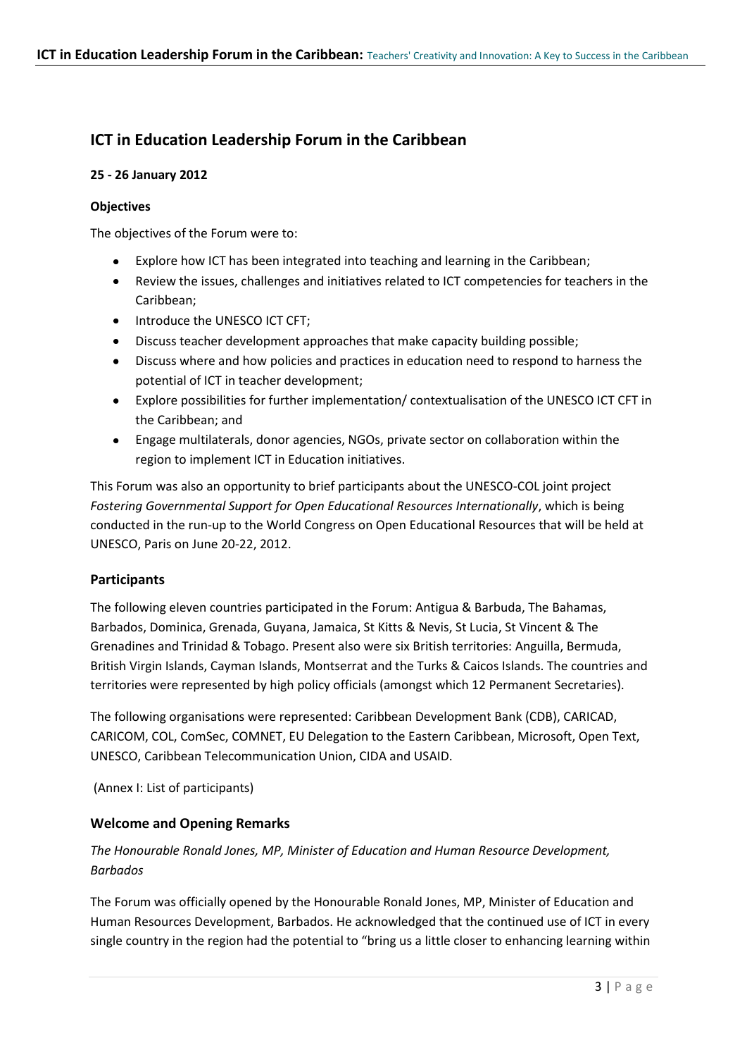## ICT in Education Leadership Forum in the Caribbean

#### 25 - 26 January 2012

#### Objectives

The objectives of the Forum were to:

- Explore how ICT has been integrated into teaching and learning in the Caribbean;
- Review the issues, challenges and initiatives related to ICT competencies for teachers in the Caribbean;
- Introduce the UNESCO ICT CFT;
- Discuss teacher development approaches that make capacity building possible;
- Discuss where and how policies and practices in education need to respond to harness the potential of ICT in teacher development;
- Explore possibilities for further implementation/ contextualisation of the UNESCO ICT CFT in the Caribbean; and
- Engage multilaterals, donor agencies, NGOs, private sector on collaboration within the region to implement ICT in Education initiatives.

This Forum was also an opportunity to brief participants about the UNESCO-COL joint project *Fostering Governmental Support for Open Educational Resources Internationally*, which is being conducted in the run-up to the World Congress on Open Educational Resources that will be held at UNESCO, Paris on June 20-22, 2012.

### Participants

The following eleven countries participated in the Forum: Antigua & Barbuda, The Bahamas, Barbados, Dominica, Grenada, Guyana, Jamaica, St Kitts & Nevis, St Lucia, St Vincent & The Grenadines and Trinidad & Tobago. Present also were six British territories: Anguilla, Bermuda, British Virgin Islands, Cayman Islands, Montserrat and the Turks & Caicos Islands. The countries and territories were represented by high policy officials (amongst which 12 Permanent Secretaries).

The following organisations were represented: Caribbean Development Bank (CDB), CARICAD, CARICOM, COL, ComSec, COMNET, EU Delegation to the Eastern Caribbean, Microsoft, Open Text, UNESCO, Caribbean Telecommunication Union, CIDA and USAID.

(Annex I: List of participants)

### Welcome and Opening Remarks

*The Honourable Ronald Jones, MP, Minister of Education and Human Resource Development, Barbados*

The Forum was officially opened by the Honourable Ronald Jones, MP, Minister of Education and Human Resources Development, Barbados. He acknowledged that the continued use of ICT in every single country in the region had the potential to "bring us a little closer to enhancing learning within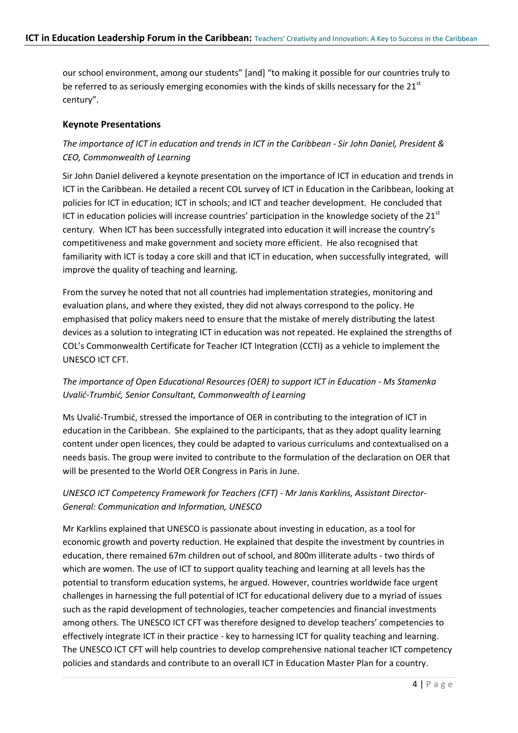our school environment, among our students" [and] "to making it possible for our countries truly to be referred to as seriously emerging economies with the kinds of skills necessary for the 21st century".

## Keynote Presentations

*The importance of ICT in education and trends in ICT in the Caribbean - Sir John Daniel, President & CEO, Commonwealth of Learning*

Sir John Daniel delivered a keynote presentation on the importance of ICT in education and trends in ICT in the Caribbean. He detailed a recent COL survey of ICT in Education in the Caribbean, looking at policies for ICT in education; ICT in schools; and ICT and teacher development. He concluded that ICT in education policies will increase countries' participation in the knowledge society of the 21st century. When ICT has been successfully integrated into education it will increase the country's competitiveness and make government and society more efficient. He also recognised that familiarity with ICT is today a core skill and that ICT in education, when successfully integrated, will improve the quality of teaching and learning.

From the survey he noted that not all countries had implementation strategies, monitoring and evaluation plans, and where they existed, they did not always correspond to the policy. He emphasised that policy makers need to ensure that the mistake of merely distributing the latest devices as a solution to integrating ICT in education was not repeated. He explained the strengths of COL's Commonwealth Certificate for Teacher ICT Integration (CCTI) as a vehicle to implement the UNESCO ICT CFT.

*The importance of Open Educational Resources (OER) to support ICT in Education - Ms Stamenka Uvalić-Trumbić, Senior Consultant, Commonwealth of Learning*

Ms Uvalić-Trumbić, stressed the importance of OER in contributing to the integration of ICT in education in the Caribbean. She explained to the participants, that as they adopt quality learning content under open licences, they could be adapted to various curriculums and contextualised on a needs basis. The group were invited to contribute to the formulation of the declaration on OER that will be presented to the World OER Congress in Paris in June.

*UNESCO ICT Competency Framework for Teachers (CFT) - Mr Janis Karklins, Assistant Director-General: Communication and Information, UNESCO*

Mr Karklins explained that UNESCO is passionate about investing in education, as a tool for economic growth and poverty reduction. He explained that despite the investment by countries in education, there remained 67m children out of school, and 800m illiterate adults - two thirds of which are women. The use of ICT to support quality teaching and learning at all levels has the potential to transform education systems, he argued. However, countries worldwide face urgent challenges in harnessing the full potential of ICT for educational delivery due to a myriad of issues such as the rapid development of technologies, teacher competencies and financial investments among others. The UNESCO ICT CFT was therefore designed to develop teachers' competencies to effectively integrate ICT in their practice - key to harnessing ICT for quality teaching and learning. The UNESCO ICT CFT will help countries to develop comprehensive national teacher ICT competency policies and standards and contribute to an overall ICT in Education Master Plan for a country.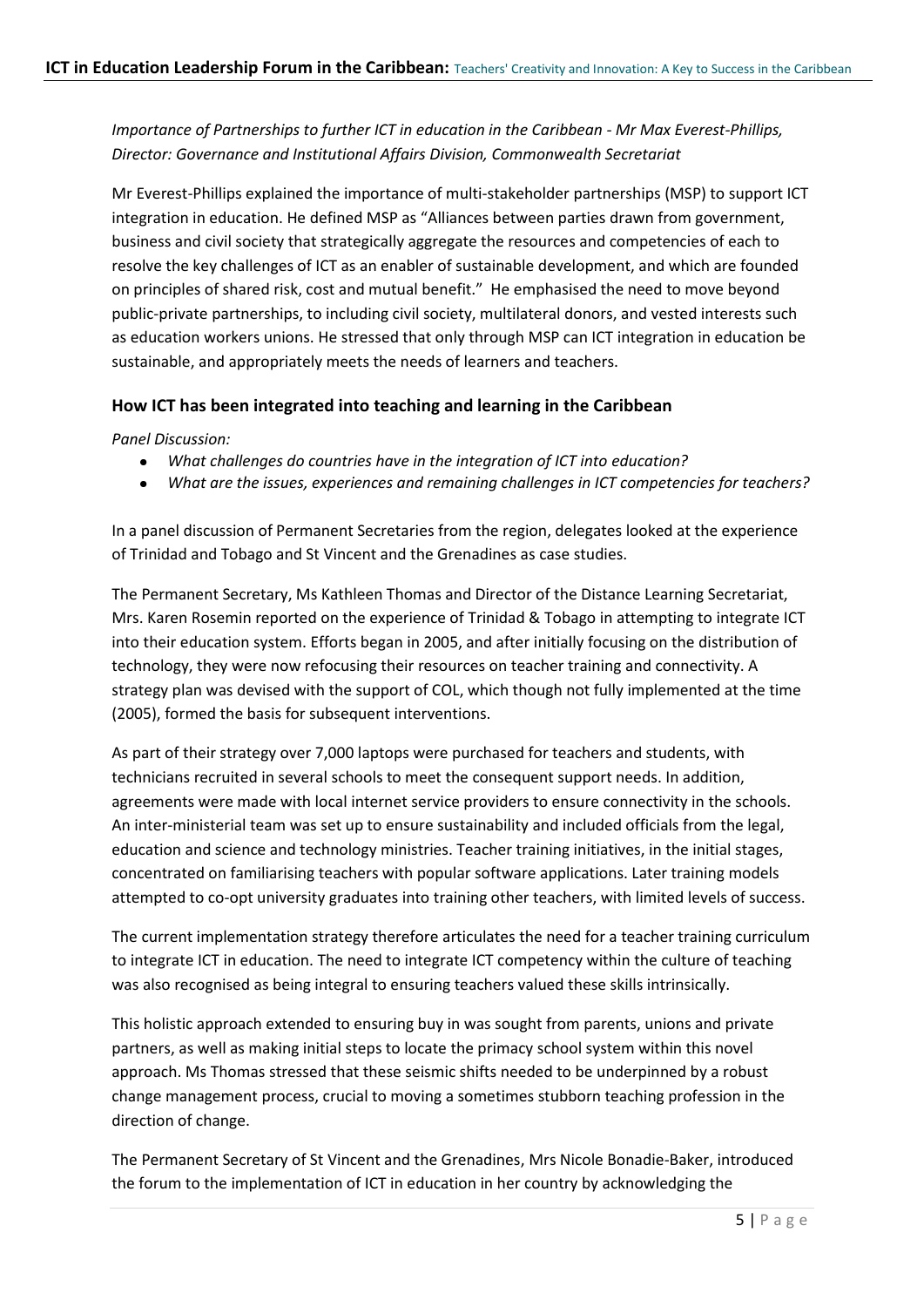*Importance of Partnerships to further ICT in education in the Caribbean - Mr Max Everest-Phillips, Director: Governance and Institutional Affairs Division, Commonwealth Secretariat*

Mr Everest-Phillips explained the importance of multi-stakeholder partnerships (MSP) to support ICT integration in education. He defined MSP as "Alliances between parties drawn from government, business and civil society that strategically aggregate the resources and competencies of each to resolve the key challenges of ICT as an enabler of sustainable development, and which are founded on principles of shared risk, cost and mutual benefit." He emphasised the need to move beyond public-private partnerships, to including civil society, multilateral donors, and vested interests such as education workers unions. He stressed that only through MSP can ICT integration in education be sustainable, and appropriately meets the needs of learners and teachers.

## How ICT has been integrated into teaching and learning in the Caribbean

*Panel Discussion:*

- *What challenges do countries have in the integration of ICT into education?*
- *What are the issues, experiences and remaining challenges in ICT competencies for teachers?*

In a panel discussion of Permanent Secretaries from the region, delegates looked at the experience of Trinidad and Tobago and St Vincent and the Grenadines as case studies.

The Permanent Secretary, Ms Kathleen Thomas and Director of the Distance Learning Secretariat, Mrs. Karen Rosemin reported on the experience of Trinidad & Tobago in attempting to integrate ICT into their education system. Efforts began in 2005, and after initially focusing on the distribution of technology, they were now refocusing their resources on teacher training and connectivity. A strategy plan was devised with the support of COL, which though not fully implemented at the time (2005), formed the basis for subsequent interventions.

As part of their strategy over 7,000 laptops were purchased for teachers and students, with technicians recruited in several schools to meet the consequent support needs. In addition, agreements were made with local internet service providers to ensure connectivity in the schools. An inter-ministerial team was set up to ensure sustainability and included officials from the legal, education and science and technology ministries. Teacher training initiatives, in the initial stages, concentrated on familiarising teachers with popular software applications. Later training models attempted to co-opt university graduates into training other teachers, with limited levels of success.

The current implementation strategy therefore articulates the need for a teacher training curriculum to integrate ICT in education. The need to integrate ICT competency within the culture of teaching was also recognised as being integral to ensuring teachers valued these skills intrinsically.

This holistic approach extended to ensuring buy in was sought from parents, unions and private partners, as well as making initial steps to locate the primacy school system within this novel approach. Ms Thomas stressed that these seismic shifts needed to be underpinned by a robust change management process, crucial to moving a sometimes stubborn teaching profession in the direction of change.

The Permanent Secretary of St Vincent and the Grenadines, Mrs Nicole Bonadie-Baker, introduced the forum to the implementation of ICT in education in her country by acknowledging the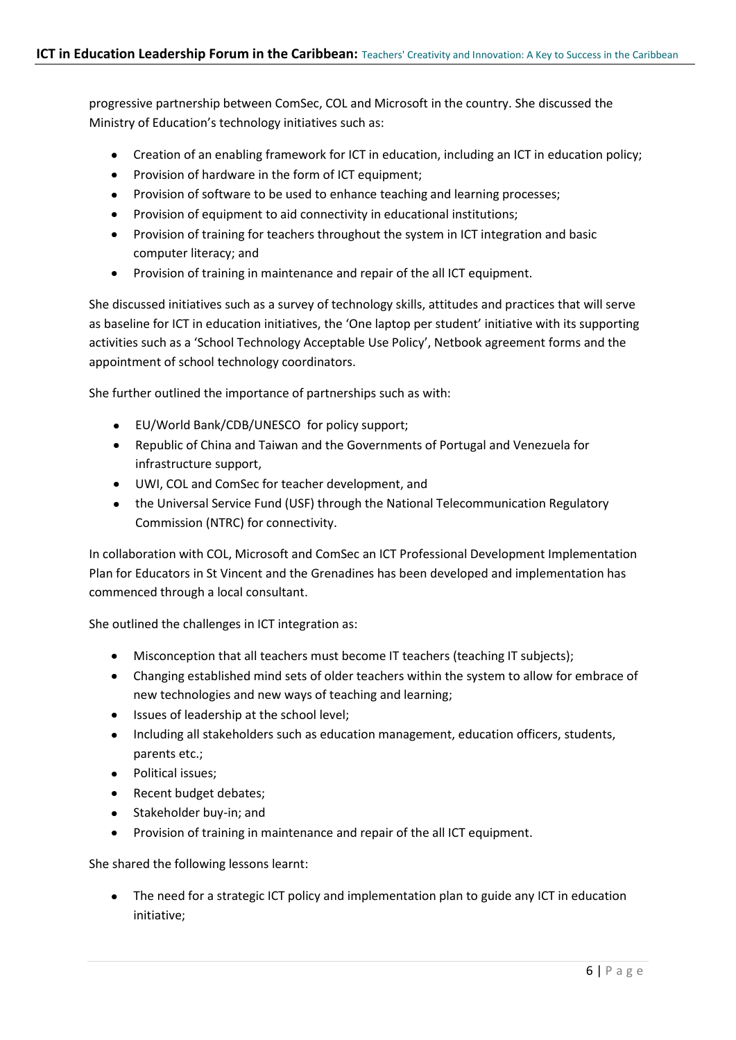progressive partnership between ComSec, COL and Microsoft in the country. She discussed the Ministry of Education's technology initiatives such as:

- Creation of an enabling framework for ICT in education, including an ICT in education policy;
- Provision of hardware in the form of ICT equipment;
- Provision of software to be used to enhance teaching and learning processes;
- Provision of equipment to aid connectivity in educational institutions;
- Provision of training for teachers throughout the system in ICT integration and basic computer literacy; and
- Provision of training in maintenance and repair of the all ICT equipment.

She discussed initiatives such as a survey of technology skills, attitudes and practices that will serve as baseline for ICT in education initiatives, the 'One laptop per student' initiative with its supporting activities such as a 'School Technology Acceptable Use Policy', Netbook agreement forms and the appointment of school technology coordinators.

She further outlined the importance of partnerships such as with:

- EU/World Bank/CDB/UNESCO for policy support;
- Republic of China and Taiwan and the Governments of Portugal and Venezuela for infrastructure support,
- UWI, COL and ComSec for teacher development, and
- the Universal Service Fund (USF) through the National Telecommunication Regulatory Commission (NTRC) for connectivity.

In collaboration with COL, Microsoft and ComSec an ICT Professional Development Implementation Plan for Educators in St Vincent and the Grenadines has been developed and implementation has commenced through a local consultant.

She outlined the challenges in ICT integration as:

- Misconception that all teachers must become IT teachers (teaching IT subjects);
- Changing established mind sets of older teachers within the system to allow for embrace of new technologies and new ways of teaching and learning;
- Issues of leadership at the school level;
- Including all stakeholders such as education management, education officers, students, parents etc.;
- Political issues;
- Recent budget debates;
- Stakeholder buy-in; and
- Provision of training in maintenance and repair of the all ICT equipment.

She shared the following lessons learnt:

- The need for a strategic ICT policy and implementation plan to guide any ICT in education initiative;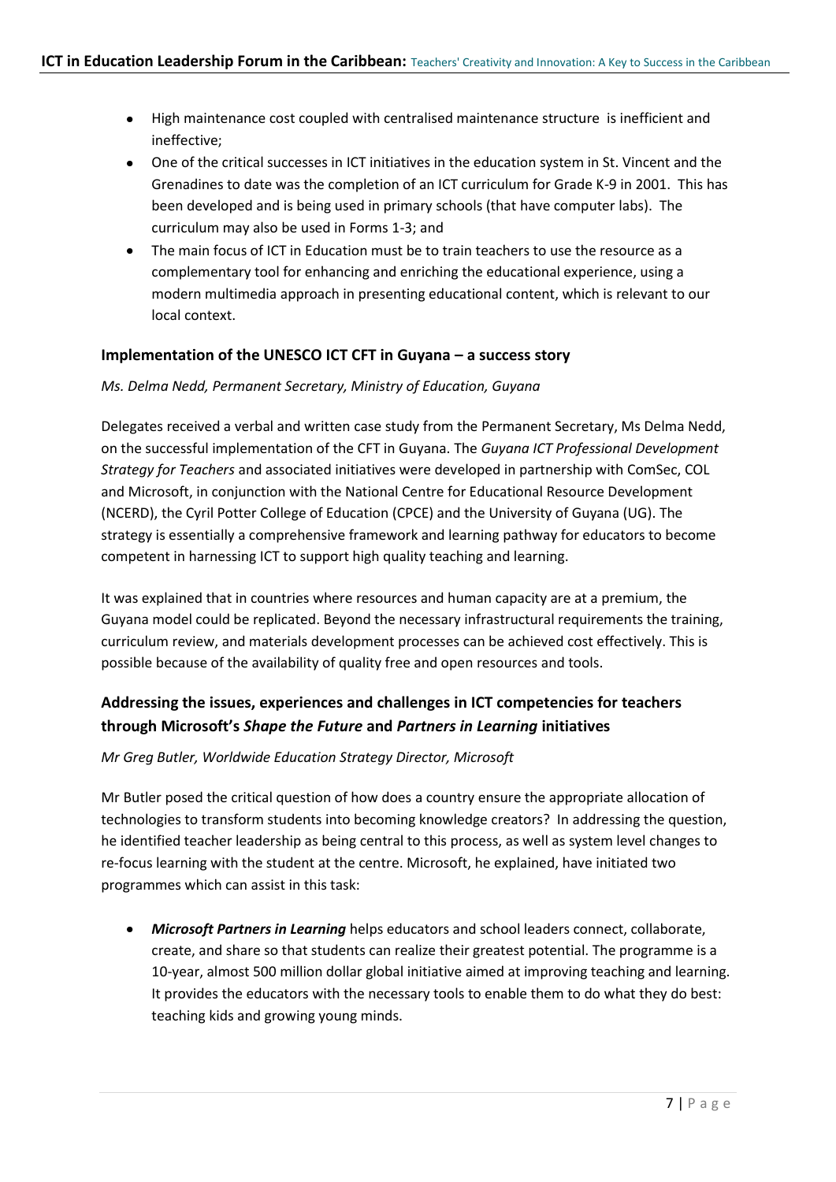- High maintenance cost coupled with centralised maintenance structure is inefficient and ineffective;
- One of the critical successes in ICT initiatives in the education system in St. Vincent and the Grenadines to date was the completion of an ICT curriculum for Grade K-9 in 2001. This has been developed and is being used in primary schools (that have computer labs). The curriculum may also be used in Forms 1-3; and
- The main focus of ICT in Education must be to train teachers to use the resource as a complementary tool for enhancing and enriching the educational experience, using a modern multimedia approach in presenting educational content, which is relevant to our local context.

### Implementation of the UNESCO ICT CFT in Guyana – a success story

*Ms. Delma Nedd, Permanent Secretary, Ministry of Education, Guyana*

Delegates received a verbal and written case study from the Permanent Secretary, Ms Delma Nedd, on the successful implementation of the CFT in Guyana. The *Guyana ICT Professional Development Strategy for Teachers* and associated initiatives were developed in partnership with ComSec, COL and Microsoft, in conjunction with the National Centre for Educational Resource Development (NCERD), the Cyril Potter College of Education (CPCE) and the University of Guyana (UG). The strategy is essentially a comprehensive framework and learning pathway for educators to become competent in harnessing ICT to support high quality teaching and learning.

It was explained that in countries where resources and human capacity are at a premium, the Guyana model could be replicated. Beyond the necessary infrastructural requirements the training, curriculum review, and materials development processes can be achieved cost effectively. This is possible because of the availability of quality free and open resources and tools.

### Addressing the issues, experiences and challenges in ICT competencies for teachers through Microsoft's *Shape the Future* and *Partners in Learning* initiatives

*Mr Greg Butler, Worldwide Education Strategy Director, Microsoft*

Mr Butler posed the critical question of how does a country ensure the appropriate allocation of technologies to transform students into becoming knowledge creators? In addressing the question, he identified teacher leadership as being central to this process, as well as system level changes to re-focus learning with the student at the centre. Microsoft, he explained, have initiated two programmes which can assist in this task:

- ***Microsoft Partners in Learning*** helps educators and school leaders connect, collaborate, create, and share so that students can realize their greatest potential. The programme is a 10-year, almost 500 million dollar global initiative aimed at improving teaching and learning. It provides the educators with the necessary tools to enable them to do what they do best: teaching kids and growing young minds.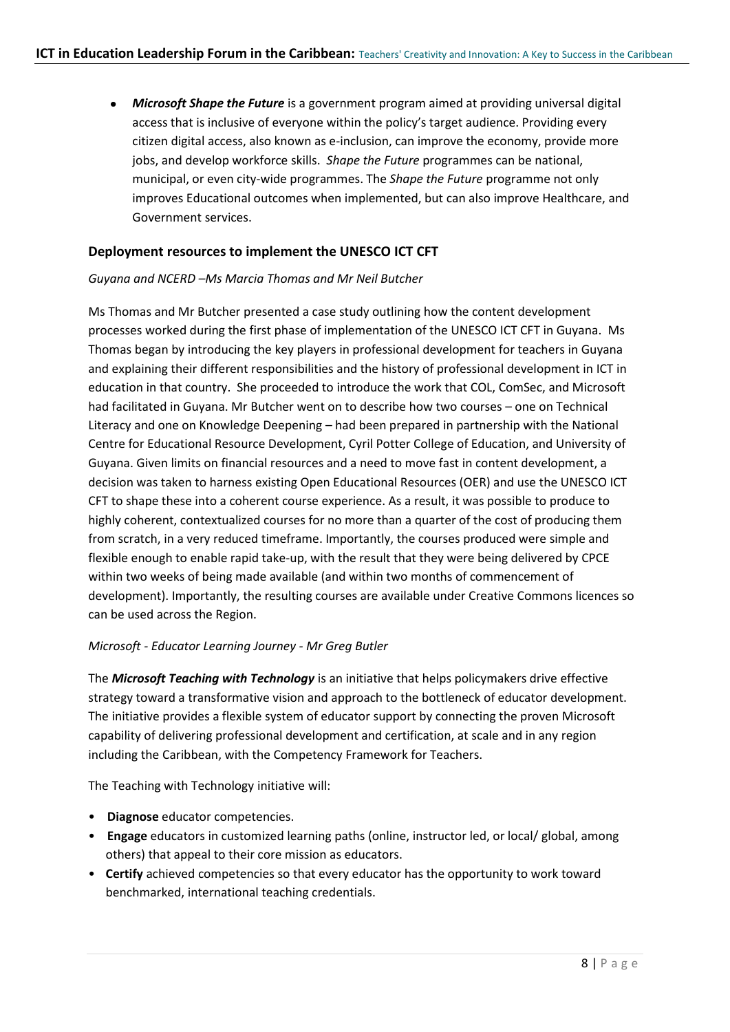- ***Microsoft Shape the Future*** is a government program aimed at providing universal digital access that is inclusive of everyone within the policy's target audience. Providing every citizen digital access, also known as e-inclusion, can improve the economy, provide more jobs, and develop workforce skills. *Shape the Future* programmes can be national, municipal, or even city-wide programmes. The *Shape the Future* programme not only improves Educational outcomes when implemented, but can also improve Healthcare, and Government services.

### Deployment resources to implement the UNESCO ICT CFT

*Guyana and NCERD –Ms Marcia Thomas and Mr Neil Butcher*

Ms Thomas and Mr Butcher presented a case study outlining how the content development processes worked during the first phase of implementation of the UNESCO ICT CFT in Guyana. Ms Thomas began by introducing the key players in professional development for teachers in Guyana and explaining their different responsibilities and the history of professional development in ICT in education in that country. She proceeded to introduce the work that COL, ComSec, and Microsoft had facilitated in Guyana. Mr Butcher went on to describe how two courses – one on Technical Literacy and one on Knowledge Deepening – had been prepared in partnership with the National Centre for Educational Resource Development, Cyril Potter College of Education, and University of Guyana. Given limits on financial resources and a need to move fast in content development, a decision was taken to harness existing Open Educational Resources (OER) and use the UNESCO ICT CFT to shape these into a coherent course experience. As a result, it was possible to produce to highly coherent, contextualized courses for no more than a quarter of the cost of producing them from scratch, in a very reduced timeframe. Importantly, the courses produced were simple and flexible enough to enable rapid take-up, with the result that they were being delivered by CPCE within two weeks of being made available (and within two months of commencement of development). Importantly, the resulting courses are available under Creative Commons licences so can be used across the Region.

*Microsoft - Educator Learning Journey - Mr Greg Butler*

The ***Microsoft Teaching with Technology*** is an initiative that helps policymakers drive effective strategy toward a transformative vision and approach to the bottleneck of educator development. The initiative provides a flexible system of educator support by connecting the proven Microsoft capability of delivering professional development and certification, at scale and in any region including the Caribbean, with the Competency Framework for Teachers.

The Teaching with Technology initiative will:

- **Diagnose** educator competencies.
- **Engage** educators in customized learning paths (online, instructor led, or local/ global, among others) that appeal to their core mission as educators.
- **Certify** achieved competencies so that every educator has the opportunity to work toward benchmarked, international teaching credentials.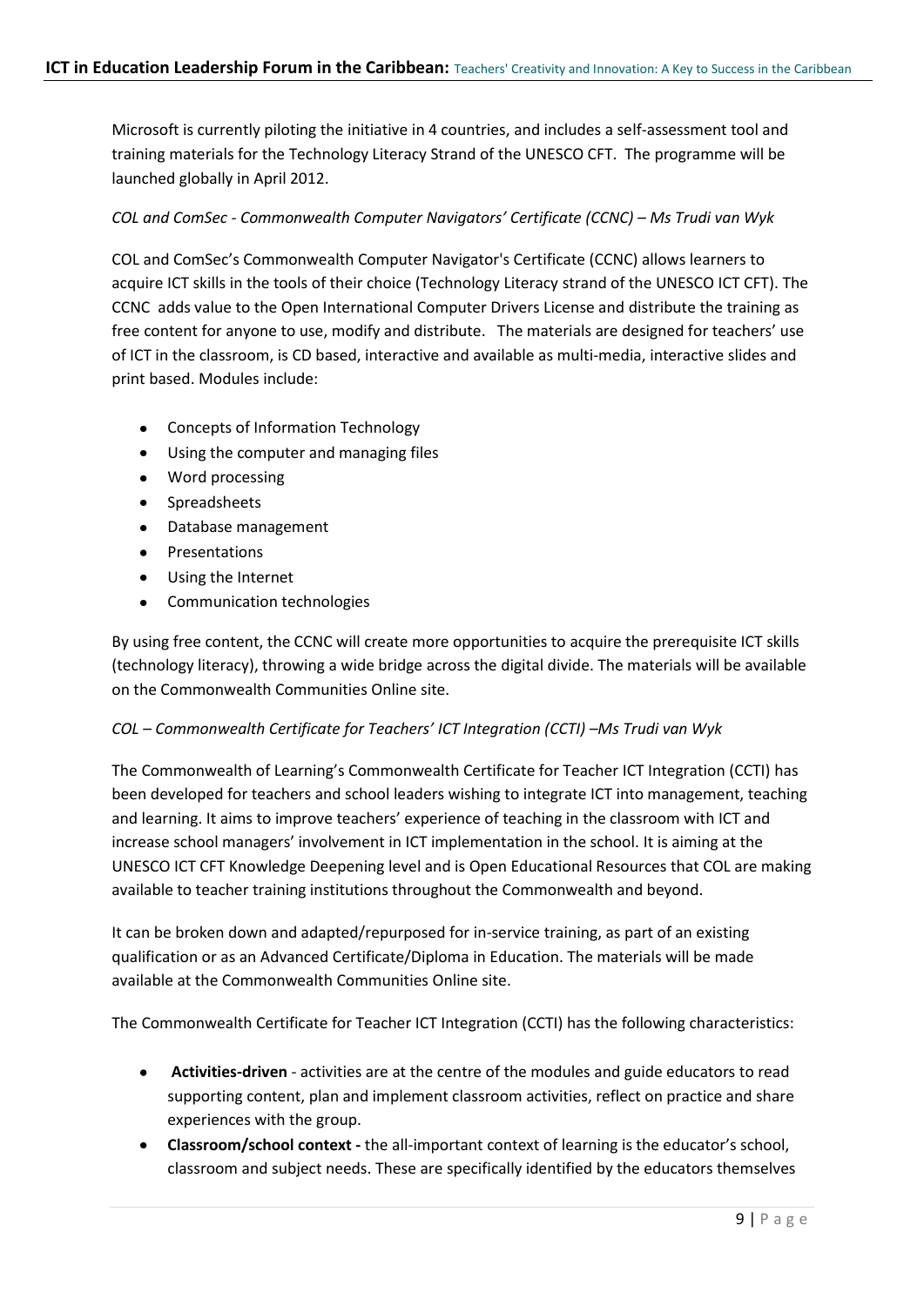Microsoft is currently piloting the initiative in 4 countries, and includes a self-assessment tool and training materials for the Technology Literacy Strand of the UNESCO CFT. The programme will be launched globally in April 2012.

*COL and ComSec - Commonwealth Computer Navigators' Certificate (CCNC) – Ms Trudi van Wyk*

COL and ComSec's Commonwealth Computer Navigator's Certificate (CCNC) allows learners to acquire ICT skills in the tools of their choice (Technology Literacy strand of the UNESCO ICT CFT). The CCNC adds value to the Open International Computer Drivers License and distribute the training as free content for anyone to use, modify and distribute. The materials are designed for teachers' use of ICT in the classroom, is CD based, interactive and available as multi-media, interactive slides and print based. Modules include:

- Concepts of Information Technology
- Using the computer and managing files
- Word processing
- Spreadsheets
- Database management
- Presentations
- Using the Internet
- Communication technologies

By using free content, the CCNC will create more opportunities to acquire the prerequisite ICT skills (technology literacy), throwing a wide bridge across the digital divide. The materials will be available on the Commonwealth Communities Online site.

*COL – Commonwealth Certificate for Teachers' ICT Integration (CCTI) –Ms Trudi van Wyk*

The Commonwealth of Learning's Commonwealth Certificate for Teacher ICT Integration (CCTI) has been developed for teachers and school leaders wishing to integrate ICT into management, teaching and learning. It aims to improve teachers' experience of teaching in the classroom with ICT and increase school managers' involvement in ICT implementation in the school. It is aiming at the UNESCO ICT CFT Knowledge Deepening level and is Open Educational Resources that COL are making available to teacher training institutions throughout the Commonwealth and beyond.

It can be broken down and adapted/repurposed for in-service training, as part of an existing qualification or as an Advanced Certificate/Diploma in Education. The materials will be made available at the Commonwealth Communities Online site.

The Commonwealth Certificate for Teacher ICT Integration (CCTI) has the following characteristics:

- **Activities-driven** - activities are at the centre of the modules and guide educators to read supporting content, plan and implement classroom activities, reflect on practice and share experiences with the group.
- **Classroom/school context -** the all-important context of learning is the educator's school, classroom and subject needs. These are specifically identified by the educators themselves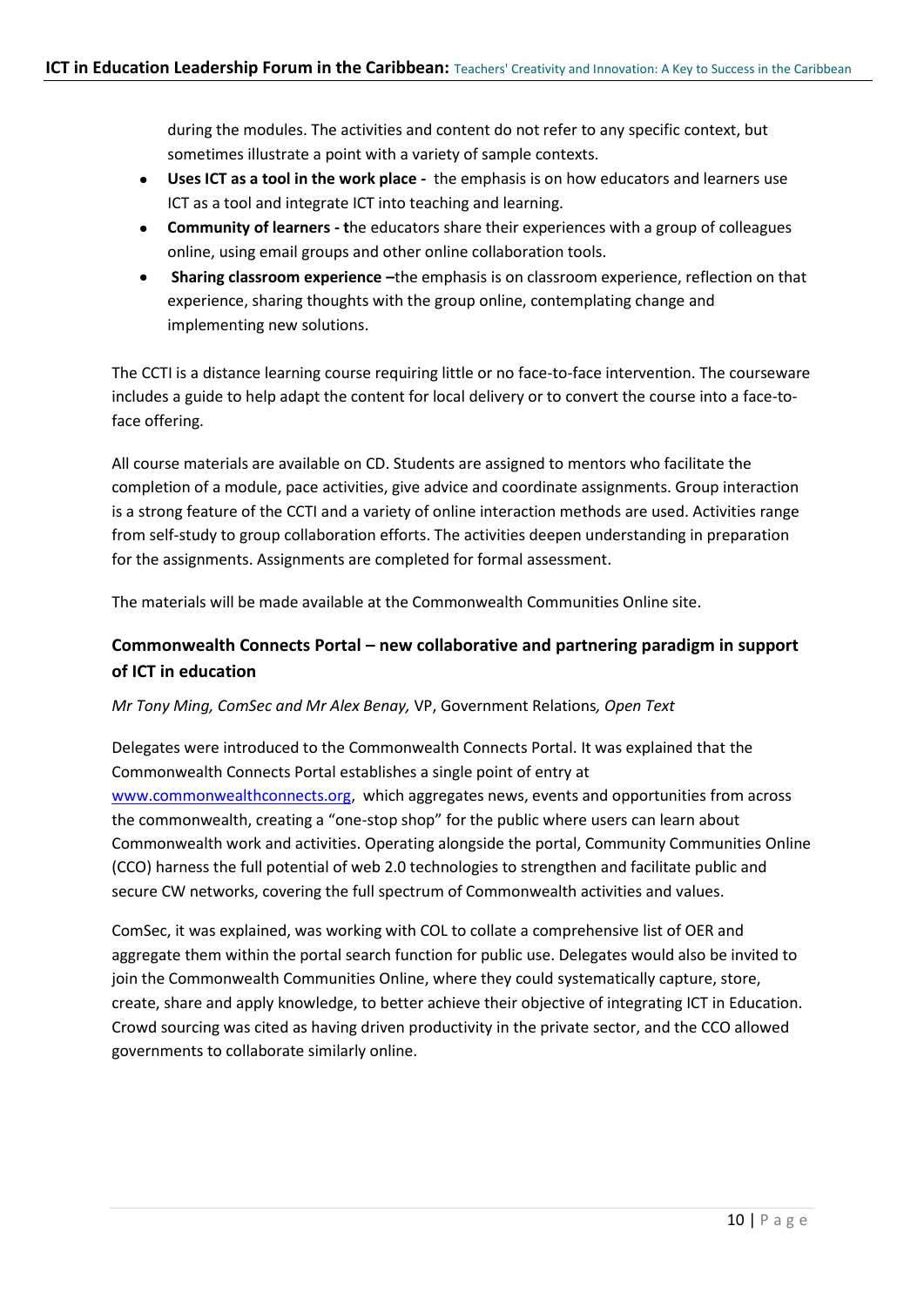during the modules. The activities and content do not refer to any specific context, but sometimes illustrate a point with a variety of sample contexts.

- **Uses ICT as a tool in the work place -** the emphasis is on how educators and learners use ICT as a tool and integrate ICT into teaching and learning.
- **Community of learners - t**he educators share their experiences with a group of colleagues online, using email groups and other online collaboration tools.
- **Sharing classroom experience –**the emphasis is on classroom experience, reflection on that experience, sharing thoughts with the group online, contemplating change and implementing new solutions.

The CCTI is a distance learning course requiring little or no face-to-face intervention. The courseware includes a guide to help adapt the content for local delivery or to convert the course into a face-to-face offering.

All course materials are available on CD. Students are assigned to mentors who facilitate the completion of a module, pace activities, give advice and coordinate assignments. Group interaction is a strong feature of the CCTI and a variety of online interaction methods are used. Activities range from self-study to group collaboration efforts. The activities deepen understanding in preparation for the assignments. Assignments are completed for formal assessment.

The materials will be made available at the Commonwealth Communities Online site.

## Commonwealth Connects Portal – new collaborative and partnering paradigm in support of ICT in education

*Mr Tony Ming, ComSec and Mr Alex Benay,* VP, Government Relations*, Open Text*

Delegates were introduced to the Commonwealth Connects Portal. It was explained that the Commonwealth Connects Portal establishes a single point of entry at www.commonwealthconnects.org, which aggregates news, events and opportunities from across the commonwealth, creating a "one-stop shop" for the public where users can learn about Commonwealth work and activities. Operating alongside the portal, Community Communities Online (CCO) harness the full potential of web 2.0 technologies to strengthen and facilitate public and secure CW networks, covering the full spectrum of Commonwealth activities and values.

ComSec, it was explained, was working with COL to collate a comprehensive list of OER and aggregate them within the portal search function for public use. Delegates would also be invited to join the Commonwealth Communities Online, where they could systematically capture, store, create, share and apply knowledge, to better achieve their objective of integrating ICT in Education. Crowd sourcing was cited as having driven productivity in the private sector, and the CCO allowed governments to collaborate similarly online.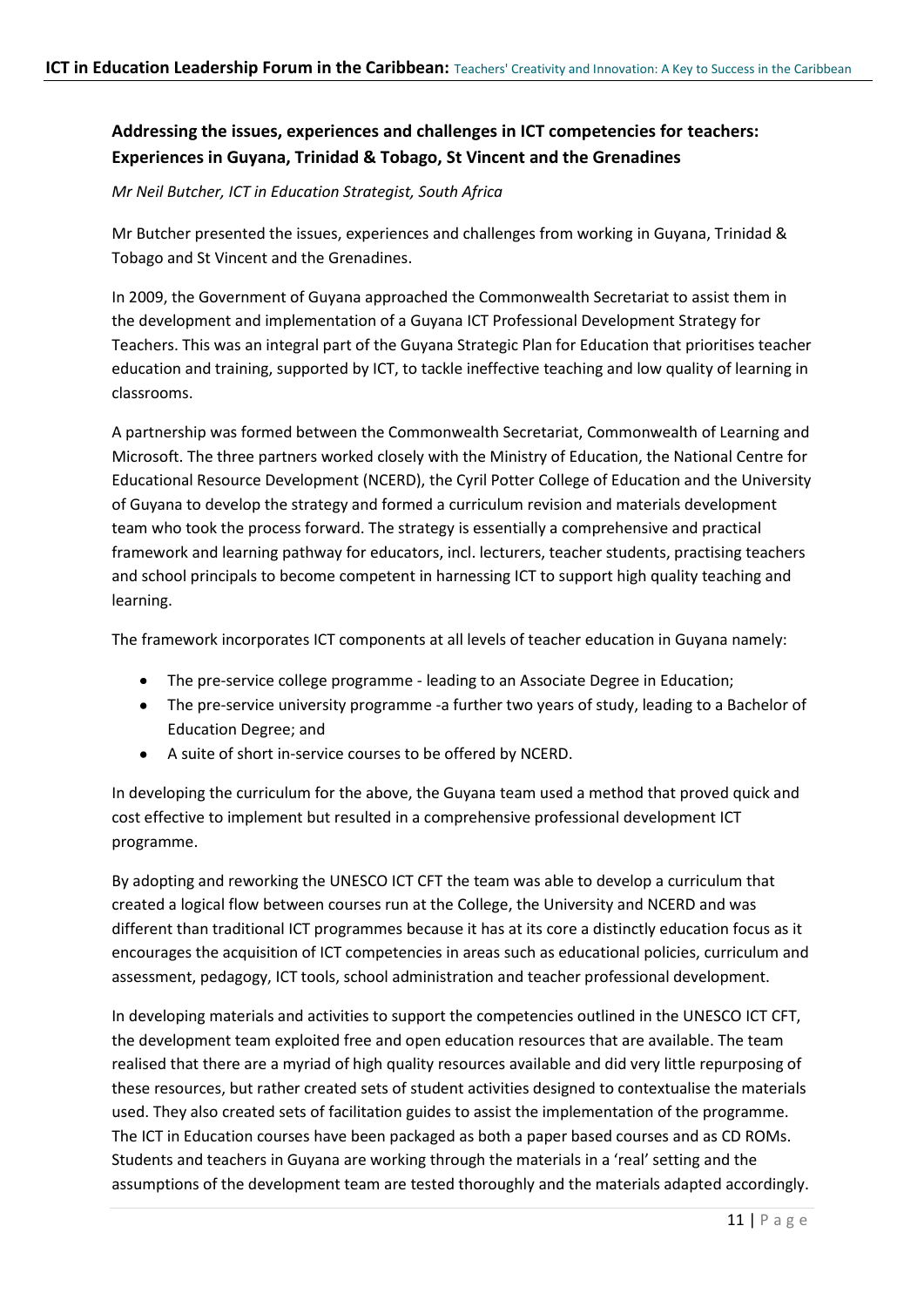### Addressing the issues, experiences and challenges in ICT competencies for teachers: Experiences in Guyana, Trinidad & Tobago, St Vincent and the Grenadines

*Mr Neil Butcher, ICT in Education Strategist, South Africa*

Mr Butcher presented the issues, experiences and challenges from working in Guyana, Trinidad & Tobago and St Vincent and the Grenadines.

In 2009, the Government of Guyana approached the Commonwealth Secretariat to assist them in the development and implementation of a Guyana ICT Professional Development Strategy for Teachers. This was an integral part of the Guyana Strategic Plan for Education that prioritises teacher education and training, supported by ICT, to tackle ineffective teaching and low quality of learning in classrooms.

A partnership was formed between the Commonwealth Secretariat, Commonwealth of Learning and Microsoft. The three partners worked closely with the Ministry of Education, the National Centre for Educational Resource Development (NCERD), the Cyril Potter College of Education and the University of Guyana to develop the strategy and formed a curriculum revision and materials development team who took the process forward. The strategy is essentially a comprehensive and practical framework and learning pathway for educators, incl. lecturers, teacher students, practising teachers and school principals to become competent in harnessing ICT to support high quality teaching and learning.

The framework incorporates ICT components at all levels of teacher education in Guyana namely:

- The pre-service college programme - leading to an Associate Degree in Education;
- The pre-service university programme -a further two years of study, leading to a Bachelor of Education Degree; and
- A suite of short in-service courses to be offered by NCERD.

In developing the curriculum for the above, the Guyana team used a method that proved quick and cost effective to implement but resulted in a comprehensive professional development ICT programme.

By adopting and reworking the UNESCO ICT CFT the team was able to develop a curriculum that created a logical flow between courses run at the College, the University and NCERD and was different than traditional ICT programmes because it has at its core a distinctly education focus as it encourages the acquisition of ICT competencies in areas such as educational policies, curriculum and assessment, pedagogy, ICT tools, school administration and teacher professional development.

In developing materials and activities to support the competencies outlined in the UNESCO ICT CFT, the development team exploited free and open education resources that are available. The team realised that there are a myriad of high quality resources available and did very little repurposing of these resources, but rather created sets of student activities designed to contextualise the materials used. They also created sets of facilitation guides to assist the implementation of the programme. The ICT in Education courses have been packaged as both a paper based courses and as CD ROMs. Students and teachers in Guyana are working through the materials in a 'real' setting and the assumptions of the development team are tested thoroughly and the materials adapted accordingly.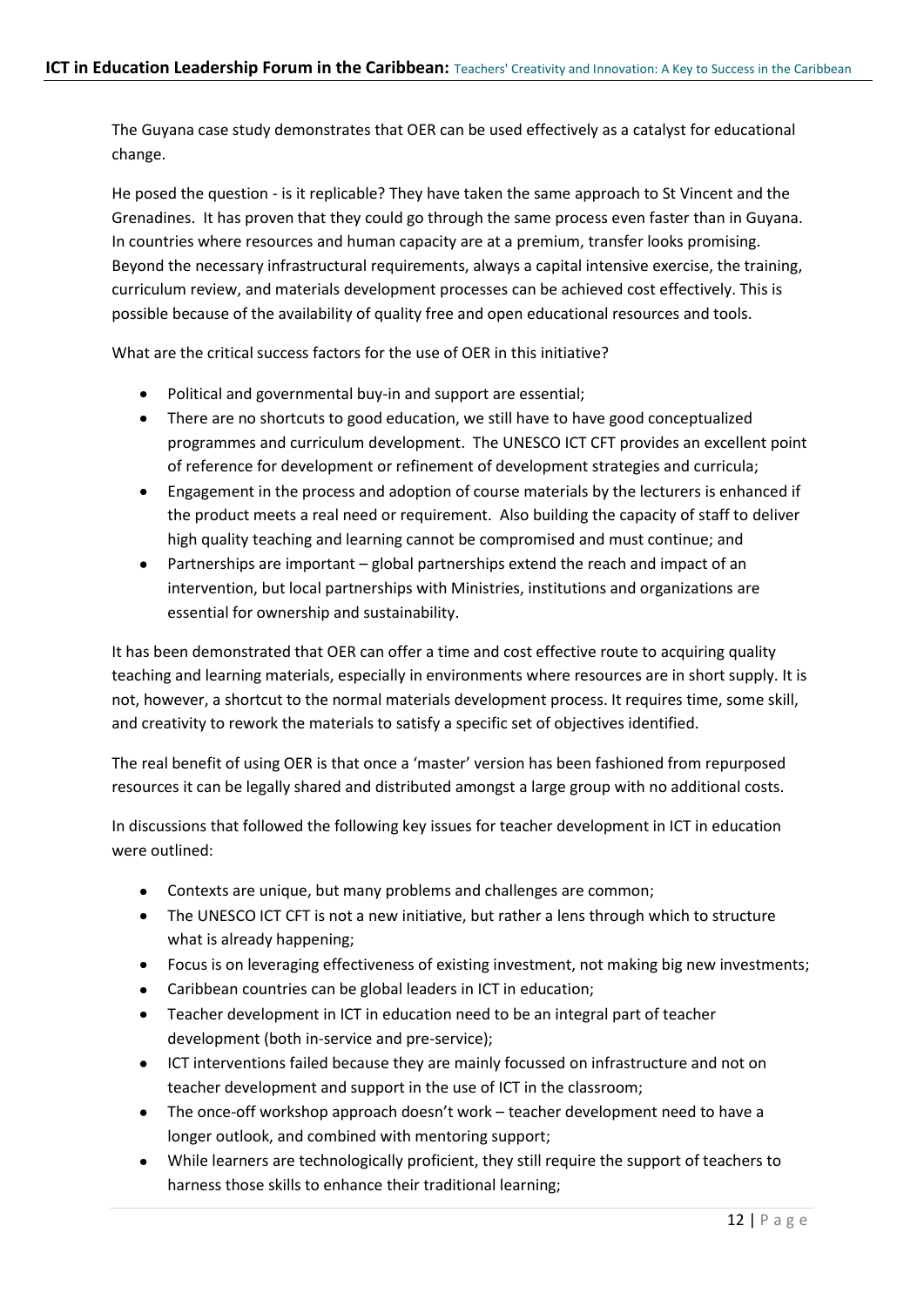The Guyana case study demonstrates that OER can be used effectively as a catalyst for educational change.

He posed the question - is it replicable? They have taken the same approach to St Vincent and the Grenadines. It has proven that they could go through the same process even faster than in Guyana. In countries where resources and human capacity are at a premium, transfer looks promising. Beyond the necessary infrastructural requirements, always a capital intensive exercise, the training, curriculum review, and materials development processes can be achieved cost effectively. This is possible because of the availability of quality free and open educational resources and tools.

What are the critical success factors for the use of OER in this initiative?

- Political and governmental buy-in and support are essential;
- There are no shortcuts to good education, we still have to have good conceptualized programmes and curriculum development. The UNESCO ICT CFT provides an excellent point of reference for development or refinement of development strategies and curricula;
- Engagement in the process and adoption of course materials by the lecturers is enhanced if the product meets a real need or requirement. Also building the capacity of staff to deliver high quality teaching and learning cannot be compromised and must continue; and
- Partnerships are important – global partnerships extend the reach and impact of an intervention, but local partnerships with Ministries, institutions and organizations are essential for ownership and sustainability.

It has been demonstrated that OER can offer a time and cost effective route to acquiring quality teaching and learning materials, especially in environments where resources are in short supply. It is not, however, a shortcut to the normal materials development process. It requires time, some skill, and creativity to rework the materials to satisfy a specific set of objectives identified.

The real benefit of using OER is that once a 'master' version has been fashioned from repurposed resources it can be legally shared and distributed amongst a large group with no additional costs.

In discussions that followed the following key issues for teacher development in ICT in education were outlined:

- Contexts are unique, but many problems and challenges are common;
- The UNESCO ICT CFT is not a new initiative, but rather a lens through which to structure what is already happening;
- Focus is on leveraging effectiveness of existing investment, not making big new investments;
- Caribbean countries can be global leaders in ICT in education;
- Teacher development in ICT in education need to be an integral part of teacher development (both in-service and pre-service);
- ICT interventions failed because they are mainly focussed on infrastructure and not on teacher development and support in the use of ICT in the classroom;
- The once-off workshop approach doesn't work – teacher development need to have a longer outlook, and combined with mentoring support;
- While learners are technologically proficient, they still require the support of teachers to harness those skills to enhance their traditional learning;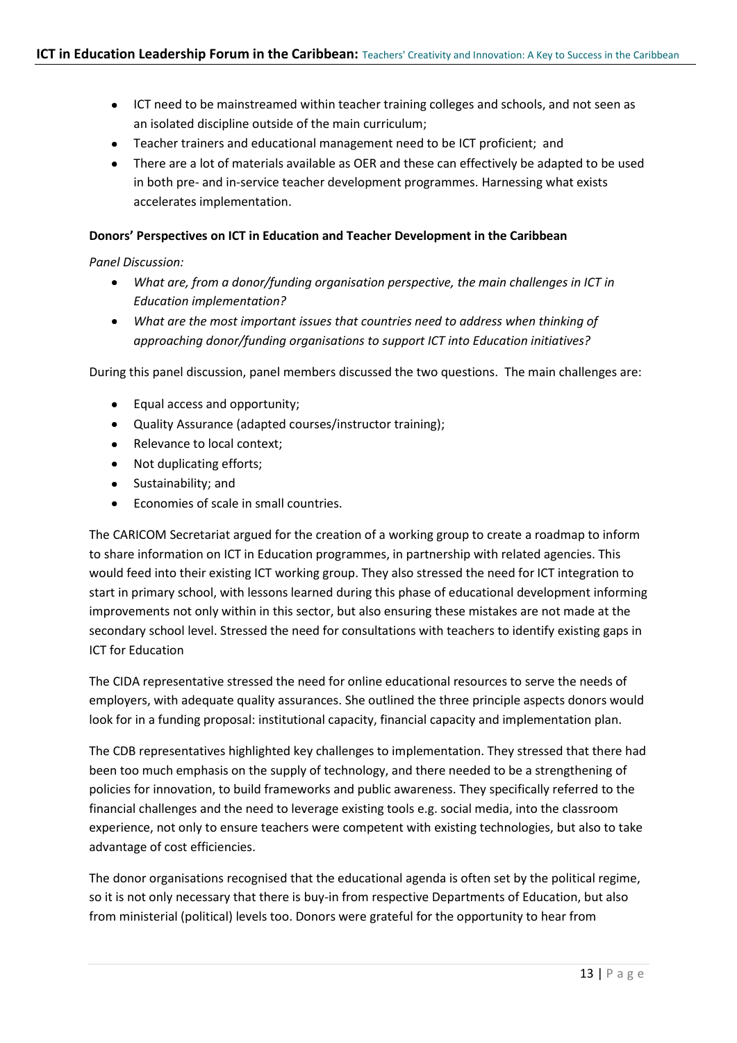- ICT need to be mainstreamed within teacher training colleges and schools, and not seen as an isolated discipline outside of the main curriculum;
- Teacher trainers and educational management need to be ICT proficient; and
- There are a lot of materials available as OER and these can effectively be adapted to be used in both pre- and in-service teacher development programmes. Harnessing what exists accelerates implementation.

**Donors' Perspectives on ICT in Education and Teacher Development in the Caribbean**

*Panel Discussion:*

- *What are, from a donor/funding organisation perspective, the main challenges in ICT in Education implementation?*
- *What are the most important issues that countries need to address when thinking of approaching donor/funding organisations to support ICT into Education initiatives?*

During this panel discussion, panel members discussed the two questions. The main challenges are:

- Equal access and opportunity;
- Quality Assurance (adapted courses/instructor training);
- Relevance to local context;
- Not duplicating efforts;
- Sustainability; and
- Economies of scale in small countries.

The CARICOM Secretariat argued for the creation of a working group to create a roadmap to inform to share information on ICT in Education programmes, in partnership with related agencies. This would feed into their existing ICT working group. They also stressed the need for ICT integration to start in primary school, with lessons learned during this phase of educational development informing improvements not only within in this sector, but also ensuring these mistakes are not made at the secondary school level. Stressed the need for consultations with teachers to identify existing gaps in ICT for Education

The CIDA representative stressed the need for online educational resources to serve the needs of employers, with adequate quality assurances. She outlined the three principle aspects donors would look for in a funding proposal: institutional capacity, financial capacity and implementation plan.

The CDB representatives highlighted key challenges to implementation. They stressed that there had been too much emphasis on the supply of technology, and there needed to be a strengthening of policies for innovation, to build frameworks and public awareness. They specifically referred to the financial challenges and the need to leverage existing tools e.g. social media, into the classroom experience, not only to ensure teachers were competent with existing technologies, but also to take advantage of cost efficiencies.

The donor organisations recognised that the educational agenda is often set by the political regime, so it is not only necessary that there is buy-in from respective Departments of Education, but also from ministerial (political) levels too. Donors were grateful for the opportunity to hear from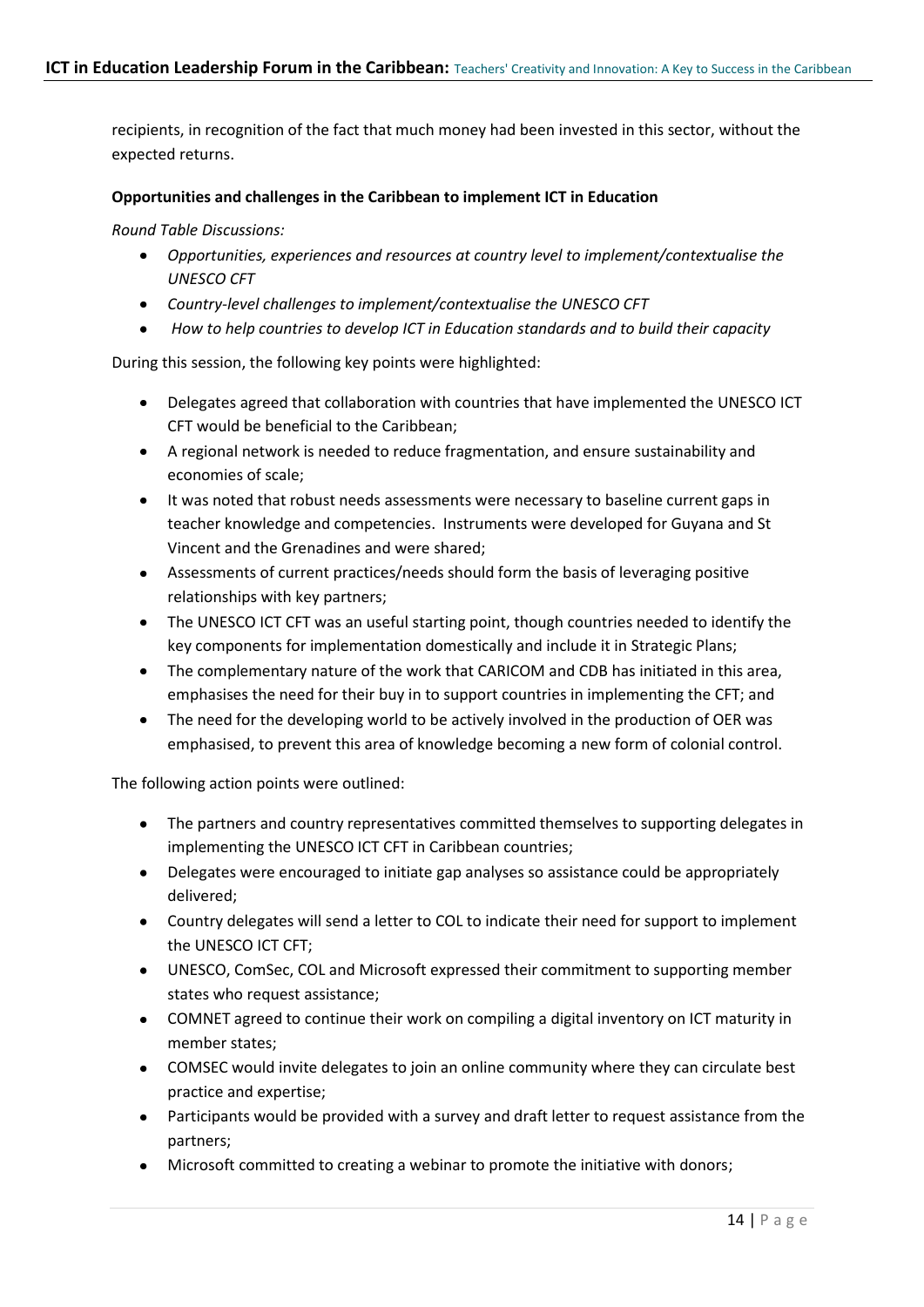recipients, in recognition of the fact that much money had been invested in this sector, without the expected returns.

**Opportunities and challenges in the Caribbean to implement ICT in Education**

*Round Table Discussions:*

- *Opportunities, experiences and resources at country level to implement/contextualise the UNESCO CFT*
- *Country-level challenges to implement/contextualise the UNESCO CFT*
- *How to help countries to develop ICT in Education standards and to build their capacity*

During this session, the following key points were highlighted:

- Delegates agreed that collaboration with countries that have implemented the UNESCO ICT CFT would be beneficial to the Caribbean;
- A regional network is needed to reduce fragmentation, and ensure sustainability and economies of scale;
- It was noted that robust needs assessments were necessary to baseline current gaps in teacher knowledge and competencies. Instruments were developed for Guyana and St Vincent and the Grenadines and were shared;
- Assessments of current practices/needs should form the basis of leveraging positive relationships with key partners;
- The UNESCO ICT CFT was an useful starting point, though countries needed to identify the key components for implementation domestically and include it in Strategic Plans;
- The complementary nature of the work that CARICOM and CDB has initiated in this area, emphasises the need for their buy in to support countries in implementing the CFT; and
- The need for the developing world to be actively involved in the production of OER was emphasised, to prevent this area of knowledge becoming a new form of colonial control.

The following action points were outlined:

- The partners and country representatives committed themselves to supporting delegates in implementing the UNESCO ICT CFT in Caribbean countries;
- Delegates were encouraged to initiate gap analyses so assistance could be appropriately delivered;
- Country delegates will send a letter to COL to indicate their need for support to implement the UNESCO ICT CFT;
- UNESCO, ComSec, COL and Microsoft expressed their commitment to supporting member states who request assistance;
- COMNET agreed to continue their work on compiling a digital inventory on ICT maturity in member states;
- COMSEC would invite delegates to join an online community where they can circulate best practice and expertise;
- Participants would be provided with a survey and draft letter to request assistance from the partners;
- Microsoft committed to creating a webinar to promote the initiative with donors;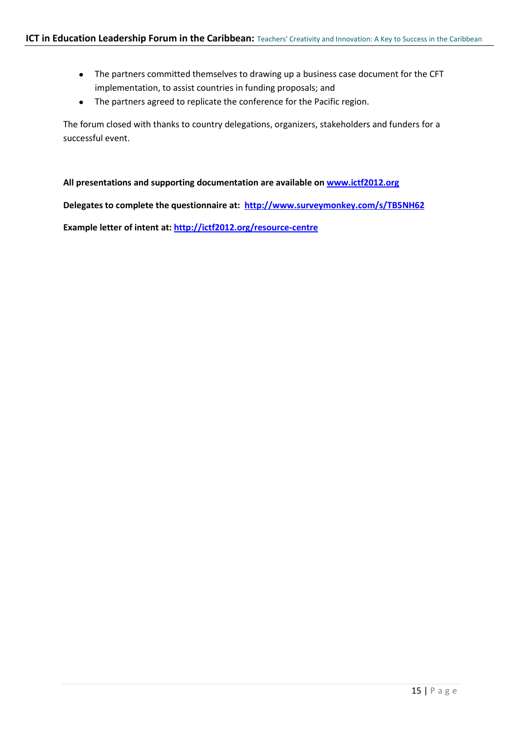- The partners committed themselves to drawing up a business case document for the CFT implementation, to assist countries in funding proposals; and
- The partners agreed to replicate the conference for the Pacific region.

The forum closed with thanks to country delegations, organizers, stakeholders and funders for a successful event.

**All presentations and supporting documentation are available on [www.ictf2012.org](http://www.ictf2012.org)**

**Delegates to complete the questionnaire at: [http://www.surveymonkey.com/s/TB5NH62](http://www.surveymonkey.com/s/TB5NH62)**

**Example letter of intent at: [http://ictf2012.org/resource-centre](http://ictf2012.org/resource-centre)**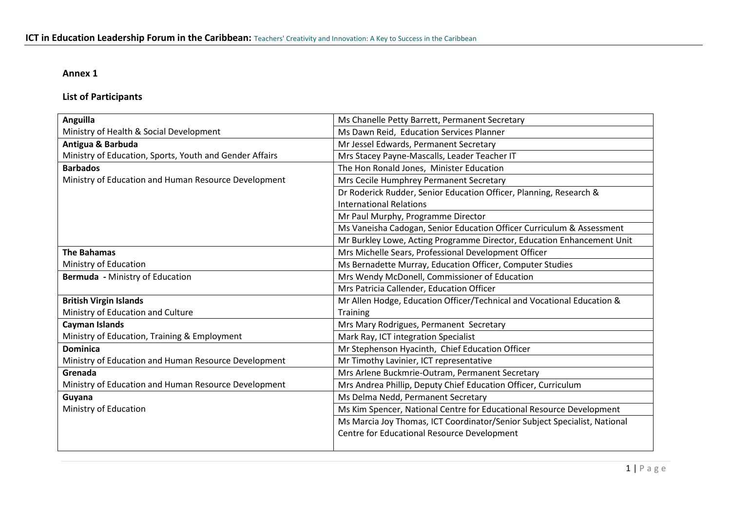## Annex 1

## List of Participants

| | |
|---|---|
| **Anguilla** | Ms Chanelle Petty Barrett, Permanent Secretary |
| Ministry of Health & Social Development | Ms Dawn Reid, Education Services Planner |
| **Antigua & Barbuda** | Mr Jessel Edwards, Permanent Secretary |
| Ministry of Education, Sports, Youth and Gender Affairs | Mrs Stacey Payne-Mascalls, Leader Teacher IT |
| **Barbados** | The Hon Ronald Jones, Minister Education |
| Ministry of Education and Human Resource Development | Mrs Cecile Humphrey Permanent Secretary |
| | Dr Roderick Rudder, Senior Education Officer, Planning, Research & International Relations |
| | Mr Paul Murphy, Programme Director |
| | Ms Vaneisha Cadogan, Senior Education Officer Curriculum & Assessment |
| | Mr Burkley Lowe, Acting Programme Director, Education Enhancement Unit |
| **The Bahamas** | Mrs Michelle Sears, Professional Development Officer |
| Ministry of Education | Ms Bernadette Murray, Education Officer, Computer Studies |
| **Bermuda** - Ministry of Education | Mrs Wendy McDonell, Commissioner of Education |
| | Mrs Patricia Callender, Education Officer |
| **British Virgin Islands** Ministry of Education and Culture | Mr Allen Hodge, Education Officer/Technical and Vocational Education & Training |
| **Cayman Islands** | Mrs Mary Rodrigues, Permanent Secretary |
| Ministry of Education, Training & Employment | Mark Ray, ICT integration Specialist |
| **Dominica** | Mr Stephenson Hyacinth, Chief Education Officer |
| Ministry of Education and Human Resource Development | Mr Timothy Lavinier, ICT representative |
| **Grenada** | Mrs Arlene Buckmrie-Outram, Permanent Secretary |
| Ministry of Education and Human Resource Development | Mrs Andrea Phillip, Deputy Chief Education Officer, Curriculum |
| **Guyana** | Ms Delma Nedd, Permanent Secretary |
| Ministry of Education | Ms Kim Spencer, National Centre for Educational Resource Development |
| | Ms Marcia Joy Thomas, ICT Coordinator/Senior Subject Specialist, National Centre for Educational Resource Development |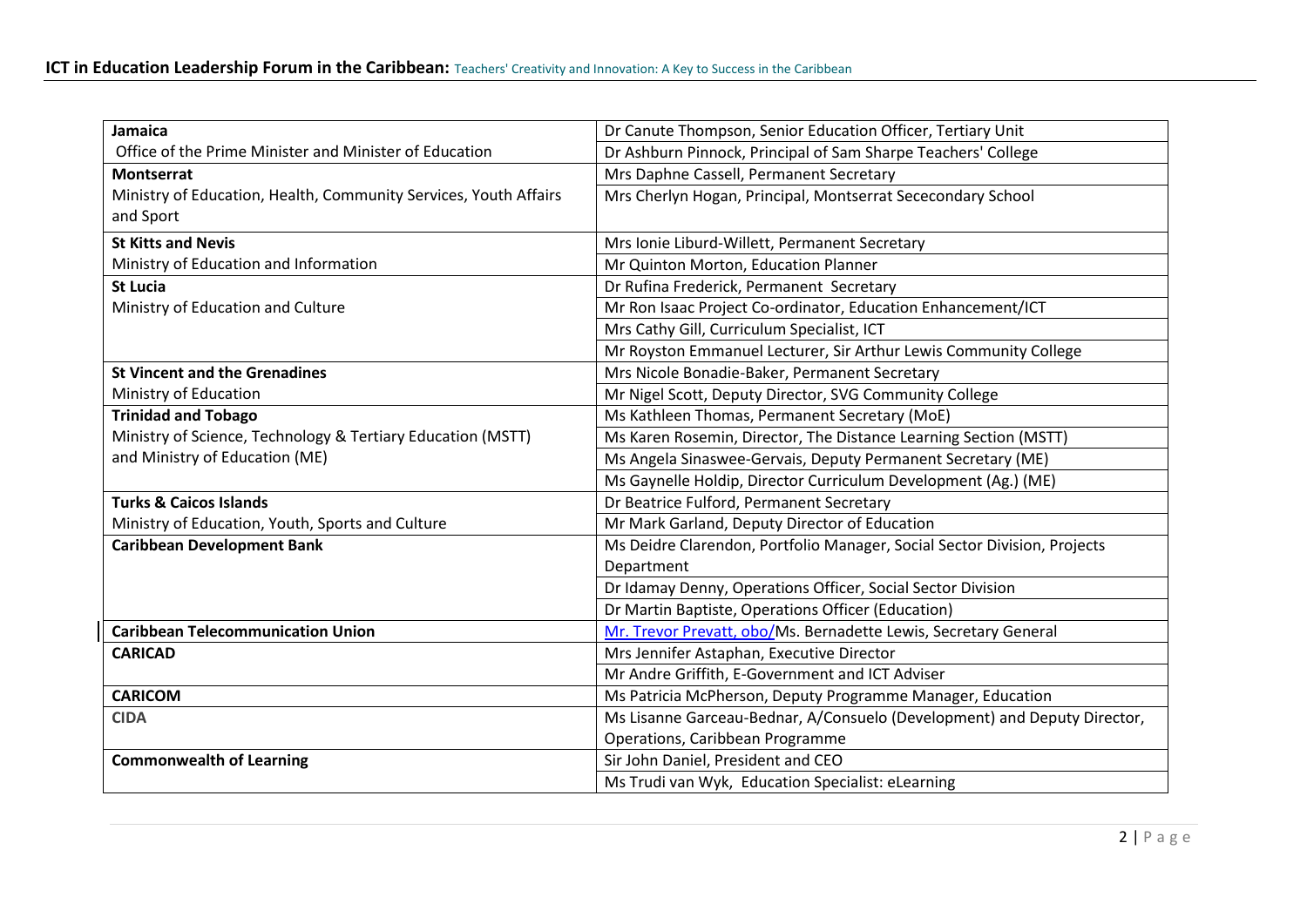| | |
|---|---|
| **Jamaica** | Dr Canute Thompson, Senior Education Officer, Tertiary Unit |
| Office of the Prime Minister and Minister of Education | Dr Ashburn Pinnock, Principal of Sam Sharpe Teachers' College |
| **Montserrat** | Mrs Daphne Cassell, Permanent Secretary |
| Ministry of Education, Health, Community Services, Youth Affairs and Sport | Mrs Cherlyn Hogan, Principal, Montserrat Sececondary School |
| **St Kitts and Nevis** | Mrs Ionie Liburd-Willett, Permanent Secretary |
| Ministry of Education and Information | Mr Quinton Morton, Education Planner |
| **St Lucia** | Dr Rufina Frederick, Permanent Secretary |
| Ministry of Education and Culture | Mr Ron Isaac Project Co-ordinator, Education Enhancement/ICT |
| | Mrs Cathy Gill, Curriculum Specialist, ICT |
| | Mr Royston Emmanuel Lecturer, Sir Arthur Lewis Community College |
| **St Vincent and the Grenadines** | Mrs Nicole Bonadie-Baker, Permanent Secretary |
| Ministry of Education | Mr Nigel Scott, Deputy Director, SVG Community College |
| **Trinidad and Tobago** | Ms Kathleen Thomas, Permanent Secretary (MoE) |
| Ministry of Science, Technology & Tertiary Education (MSTT) and Ministry of Education (ME) | Ms Karen Rosemin, Director, The Distance Learning Section (MSTT) |
| | Ms Angela Sinaswee-Gervais, Deputy Permanent Secretary (ME) |
| | Ms Gaynelle Holdip, Director Curriculum Development (Ag.) (ME) |
| **Turks & Caicos Islands** | Dr Beatrice Fulford, Permanent Secretary |
| Ministry of Education, Youth, Sports and Culture | Mr Mark Garland, Deputy Director of Education |
| **Caribbean Development Bank** | Ms Deidre Clarendon, Portfolio Manager, Social Sector Division, Projects Department |
| | Dr Idamay Denny, Operations Officer, Social Sector Division |
| | Dr Martin Baptiste, Operations Officer (Education) |
| **Caribbean Telecommunication Union** | Mr. Trevor Prevatt, obo/Ms. Bernadette Lewis, Secretary General |
| **CARICAD** | Mrs Jennifer Astaphan, Executive Director |
| | Mr Andre Griffith, E-Government and ICT Adviser |
| **CARICOM** | Ms Patricia McPherson, Deputy Programme Manager, Education |
| **CIDA** | Ms Lisanne Garceau-Bednar, A/Consuelo (Development) and Deputy Director, Operations, Caribbean Programme |
| **Commonwealth of Learning** | Sir John Daniel, President and CEO |
| | Ms Trudi van Wyk, Education Specialist: eLearning |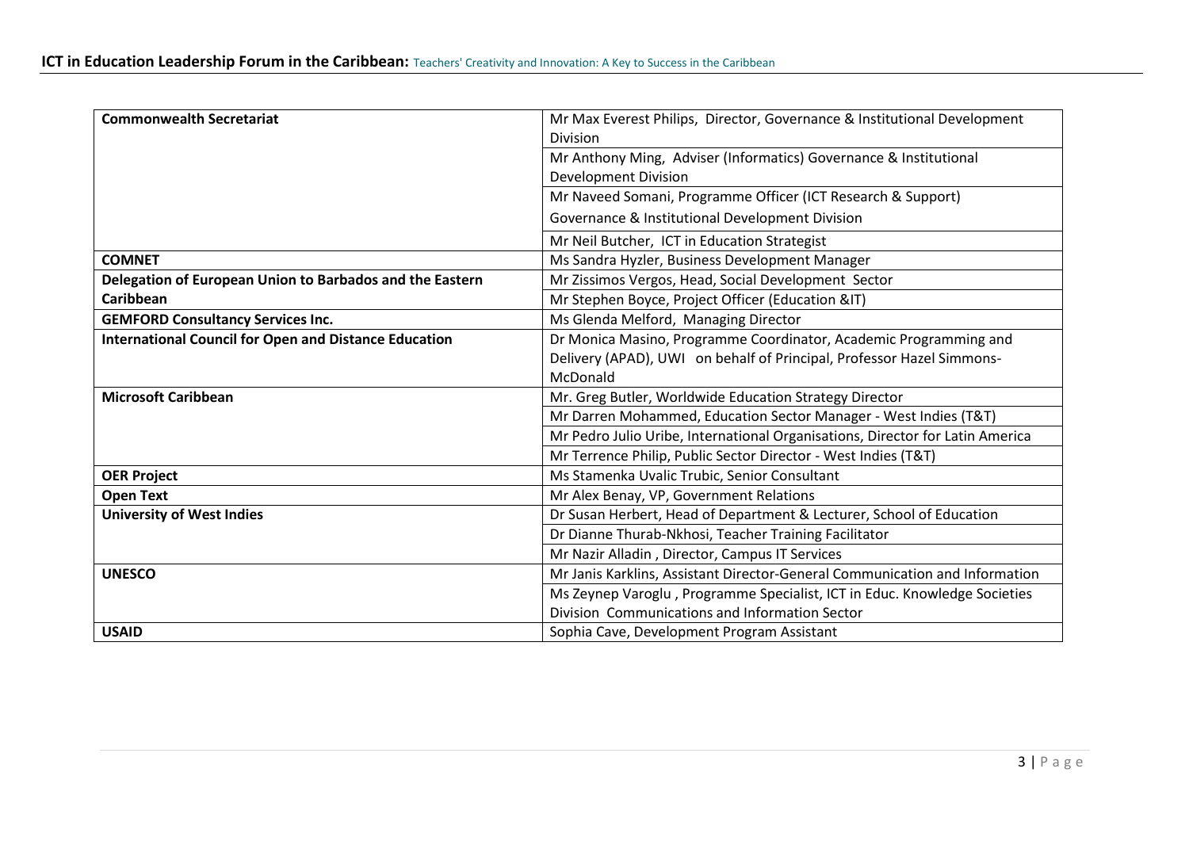| | |
|---|---|
| **Commonwealth Secretariat** | Mr Max Everest Philips, Director, Governance & Institutional Development Division |
| | Mr Anthony Ming, Adviser (Informatics) Governance & Institutional Development Division |
| | Mr Naveed Somani, Programme Officer (ICT Research & Support) Governance & Institutional Development Division |
| | Mr Neil Butcher, ICT in Education Strategist |
| **COMNET** | Ms Sandra Hyzler, Business Development Manager |
| **Delegation of European Union to Barbados and the Eastern Caribbean** | Mr Zissimos Vergos, Head, Social Development Sector |
| | Mr Stephen Boyce, Project Officer (Education &IT) |
| **GEMFORD Consultancy Services Inc.** | Ms Glenda Melford, Managing Director |
| **International Council for Open and Distance Education** | Dr Monica Masino, Programme Coordinator, Academic Programming and Delivery (APAD), UWI on behalf of Principal, Professor Hazel Simmons-McDonald |
| **Microsoft Caribbean** | Mr. Greg Butler, Worldwide Education Strategy Director |
| | Mr Darren Mohammed, Education Sector Manager - West Indies (T&T) |
| | Mr Pedro Julio Uribe, International Organisations, Director for Latin America |
| | Mr Terrence Philip, Public Sector Director - West Indies (T&T) |
| **OER Project** | Ms Stamenka Uvalic Trubic, Senior Consultant |
| **Open Text** | Mr Alex Benay, VP, Government Relations |
| **University of West Indies** | Dr Susan Herbert, Head of Department & Lecturer, School of Education |
| | Dr Dianne Thurab-Nkhosi, Teacher Training Facilitator |
| | Mr Nazir Alladin , Director, Campus IT Services |
| **UNESCO** | Mr Janis Karklins, Assistant Director-General Communication and Information |
| | Ms Zeynep Varoglu , Programme Specialist, ICT in Educ. Knowledge Societies Division Communications and Information Sector |
| **USAID** | Sophia Cave, Development Program Assistant |